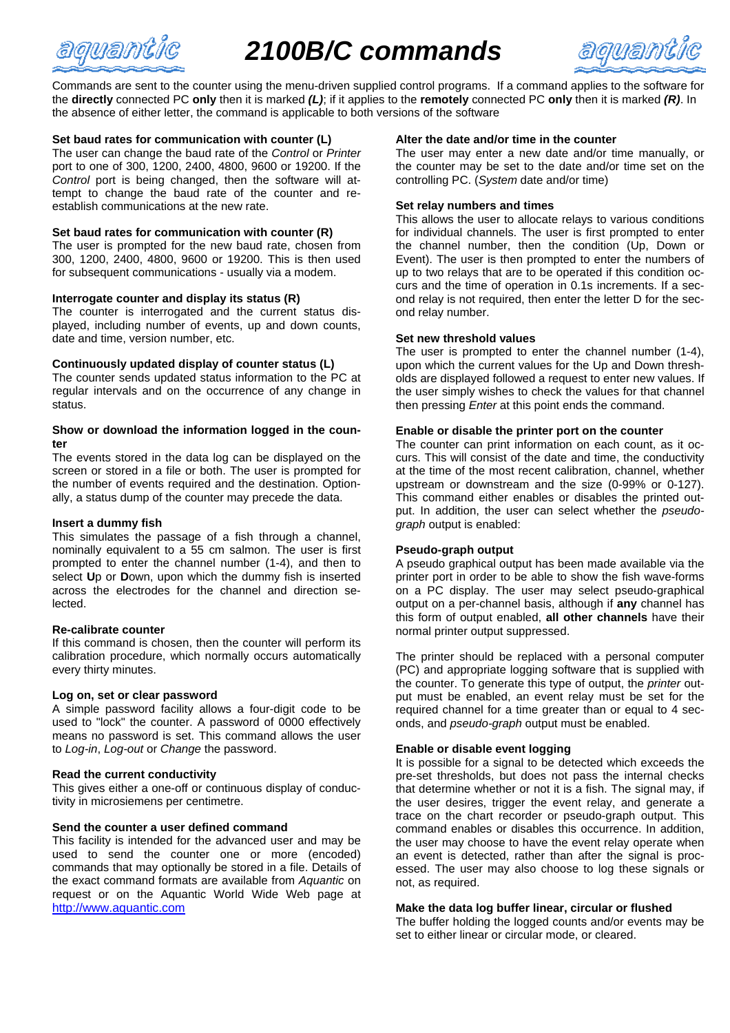# 2100B/C commands

Commands are sent to the counter using the menu-driven supplied control programs. If a command applies to the software for the **directly** connected PC **only** then it is marked ***(L)***; if it applies to the **remotely** connected PC **only** then it is marked ***(R)***. In the absence of either letter, the command is applicable to both versions of the software

### Set baud rates for communication with counter (L)

The user can change the baud rate of the *Control* or *Printer* port to one of 300, 1200, 2400, 4800, 9600 or 19200. If the *Control* port is being changed, then the software will attempt to change the baud rate of the counter and re-establish communications at the new rate.

### Set baud rates for communication with counter (R)

The user is prompted for the new baud rate, chosen from 300, 1200, 2400, 4800, 9600 or 19200. This is then used for subsequent communications - usually via a modem.

### Interrogate counter and display its status (R)

The counter is interrogated and the current status displayed, including number of events, up and down counts, date and time, version number, etc.

### Continuously updated display of counter status (L)

The counter sends updated status information to the PC at regular intervals and on the occurrence of any change in status.

### Show or download the information logged in the counter

The events stored in the data log can be displayed on the screen or stored in a file or both. The user is prompted for the number of events required and the destination. Optionally, a status dump of the counter may precede the data.

### Insert a dummy fish

This simulates the passage of a fish through a channel, nominally equivalent to a 55 cm salmon. The user is first prompted to enter the channel number (1-4), and then to select **U**p or **D**own, upon which the dummy fish is inserted across the electrodes for the channel and direction selected.

### Re-calibrate counter

If this command is chosen, then the counter will perform its calibration procedure, which normally occurs automatically every thirty minutes.

### Log on, set or clear password

A simple password facility allows a four-digit code to be used to "lock" the counter. A password of 0000 effectively means no password is set. This command allows the user to *Log-in*, *Log-out* or *Change* the password.

### Read the current conductivity

This gives either a one-off or continuous display of conductivity in microsiemens per centimetre.

### Send the counter a user defined command

This facility is intended for the advanced user and may be used to send the counter one or more (encoded) commands that may optionally be stored in a file. Details of the exact command formats are available from *Aquantic* on request or on the Aquantic World Wide Web page at http://www.aquantic.com

### Alter the date and/or time in the counter

The user may enter a new date and/or time manually, or the counter may be set to the date and/or time set on the controlling PC. (*System* date and/or time)

### Set relay numbers and times

This allows the user to allocate relays to various conditions for individual channels. The user is first prompted to enter the channel number, then the condition (Up, Down or Event). The user is then prompted to enter the numbers of up to two relays that are to be operated if this condition occurs and the time of operation in 0.1s increments. If a second relay is not required, then enter the letter D for the second relay number.

### Set new threshold values

The user is prompted to enter the channel number (1-4), upon which the current values for the Up and Down thresholds are displayed followed a request to enter new values. If the user simply wishes to check the values for that channel then pressing *Enter* at this point ends the command.

### Enable or disable the printer port on the counter

The counter can print information on each count, as it occurs. This will consist of the date and time, the conductivity at the time of the most recent calibration, channel, whether upstream or downstream and the size (0-99% or 0-127). This command either enables or disables the printed output. In addition, the user can select whether the *pseudo-graph* output is enabled:

### Pseudo-graph output

A pseudo graphical output has been made available via the printer port in order to be able to show the fish wave-forms on a PC display. The user may select pseudo-graphical output on a per-channel basis, although if **any** channel has this form of output enabled, **all other channels** have their normal printer output suppressed.

The printer should be replaced with a personal computer (PC) and appropriate logging software that is supplied with the counter. To generate this type of output, the *printer* output must be enabled, an event relay must be set for the required channel for a time greater than or equal to 4 seconds, and *pseudo-graph* output must be enabled.

### Enable or disable event logging

It is possible for a signal to be detected which exceeds the pre-set thresholds, but does not pass the internal checks that determine whether or not it is a fish. The signal may, if the user desires, trigger the event relay, and generate a trace on the chart recorder or pseudo-graph output. This command enables or disables this occurrence. In addition, the user may choose to have the event relay operate when an event is detected, rather than after the signal is processed. The user may also choose to log these signals or not, as required.

### Make the data log buffer linear, circular or flushed

The buffer holding the logged counts and/or events may be set to either linear or circular mode, or cleared.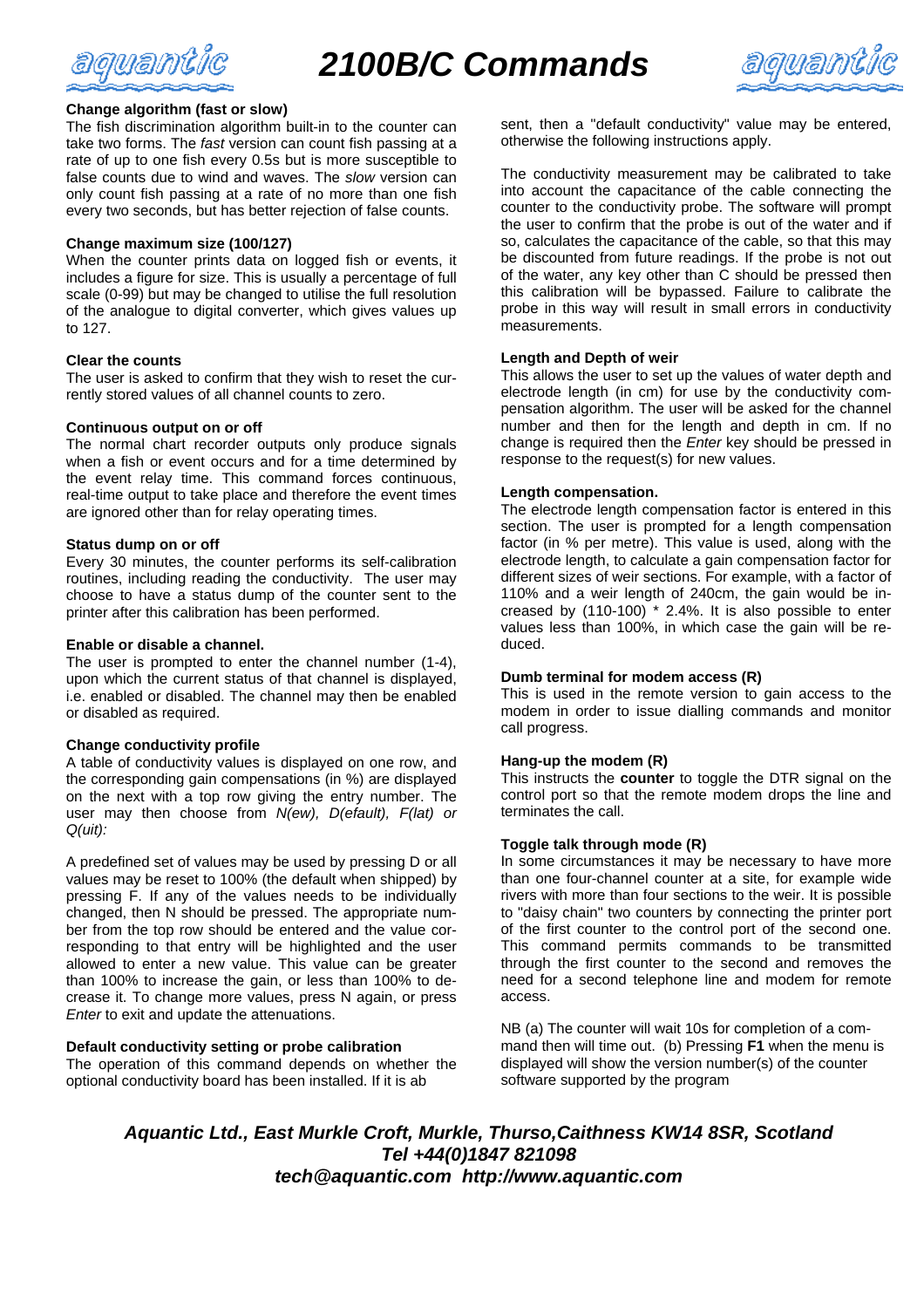# 2100B/C Commands

**Change algorithm (fast or slow)**
The fish discrimination algorithm built-in to the counter can take two forms. The *fast* version can count fish passing at a rate of up to one fish every 0.5s but is more susceptible to false counts due to wind and waves. The *slow* version can only count fish passing at a rate of no more than one fish every two seconds, but has better rejection of false counts.

**Change maximum size (100/127)**
When the counter prints data on logged fish or events, it includes a figure for size. This is usually a percentage of full scale (0-99) but may be changed to utilise the full resolution of the analogue to digital converter, which gives values up to 127.

**Clear the counts**
The user is asked to confirm that they wish to reset the currently stored values of all channel counts to zero.

**Continuous output on or off**
The normal chart recorder outputs only produce signals when a fish or event occurs and for a time determined by the event relay time. This command forces continuous, real-time output to take place and therefore the event times are ignored other than for relay operating times.

**Status dump on or off**
Every 30 minutes, the counter performs its self-calibration routines, including reading the conductivity. The user may choose to have a status dump of the counter sent to the printer after this calibration has been performed.

**Enable or disable a channel.**
The user is prompted to enter the channel number (1-4), upon which the current status of that channel is displayed, i.e. enabled or disabled. The channel may then be enabled or disabled as required.

**Change conductivity profile**
A table of conductivity values is displayed on one row, and the corresponding gain compensations (in %) are displayed on the next with a top row giving the entry number. The user may then choose from *N(ew), D(efault), F(lat) or Q(uit):*

A predefined set of values may be used by pressing D or all values may be reset to 100% (the default when shipped) by pressing F. If any of the values needs to be individually changed, then N should be pressed. The appropriate number from the top row should be entered and the value corresponding to that entry will be highlighted and the user allowed to enter a new value. This value can be greater than 100% to increase the gain, or less than 100% to decrease it. To change more values, press N again, or press *Enter* to exit and update the attenuations.

**Default conductivity setting or probe calibration**
The operation of this command depends on whether the optional conductivity board has been installed. If it is absent, then a "default conductivity" value may be entered, otherwise the following instructions apply.

The conductivity measurement may be calibrated to take into account the capacitance of the cable connecting the counter to the conductivity probe. The software will prompt the user to confirm that the probe is out of the water and if so, calculates the capacitance of the cable, so that this may be discounted from future readings. If the probe is not out of the water, any key other than C should be pressed then this calibration will be bypassed. Failure to calibrate the probe in this way will result in small errors in conductivity measurements.

**Length and Depth of weir**
This allows the user to set up the values of water depth and electrode length (in cm) for use by the conductivity compensation algorithm. The user will be asked for the channel number and then for the length and depth in cm. If no change is required then the *Enter* key should be pressed in response to the request(s) for new values.

**Length compensation.**
The electrode length compensation factor is entered in this section. The user is prompted for a length compensation factor (in % per metre). This value is used, along with the electrode length, to calculate a gain compensation factor for different sizes of weir sections. For example, with a factor of 110% and a weir length of 240cm, the gain would be increased by (110-100) * 2.4%. It is also possible to enter values less than 100%, in which case the gain will be reduced.

**Dumb terminal for modem access (R)**
This is used in the remote version to gain access to the modem in order to issue dialling commands and monitor call progress.

**Hang-up the modem (R)**
This instructs the **counter** to toggle the DTR signal on the control port so that the remote modem drops the line and terminates the call.

**Toggle talk through mode (R)**
In some circumstances it may be necessary to have more than one four-channel counter at a site, for example wide rivers with more than four sections to the weir. It is possible to "daisy chain" two counters by connecting the printer port of the first counter to the control port of the second one. This command permits commands to be transmitted through the first counter to the second and removes the need for a second telephone line and modem for remote access.

NB (a) The counter will wait 10s for completion of a command then will time out. (b) Pressing **F1** when the menu is displayed will show the version number(s) of the counter software supported by the program

***Aquantic Ltd., East Murkle Croft, Murkle, Thurso,Caithness KW14 8SR, Scotland***
***Tel +44(0)1847 821098***
***tech@aquantic.com http://www.aquantic.com***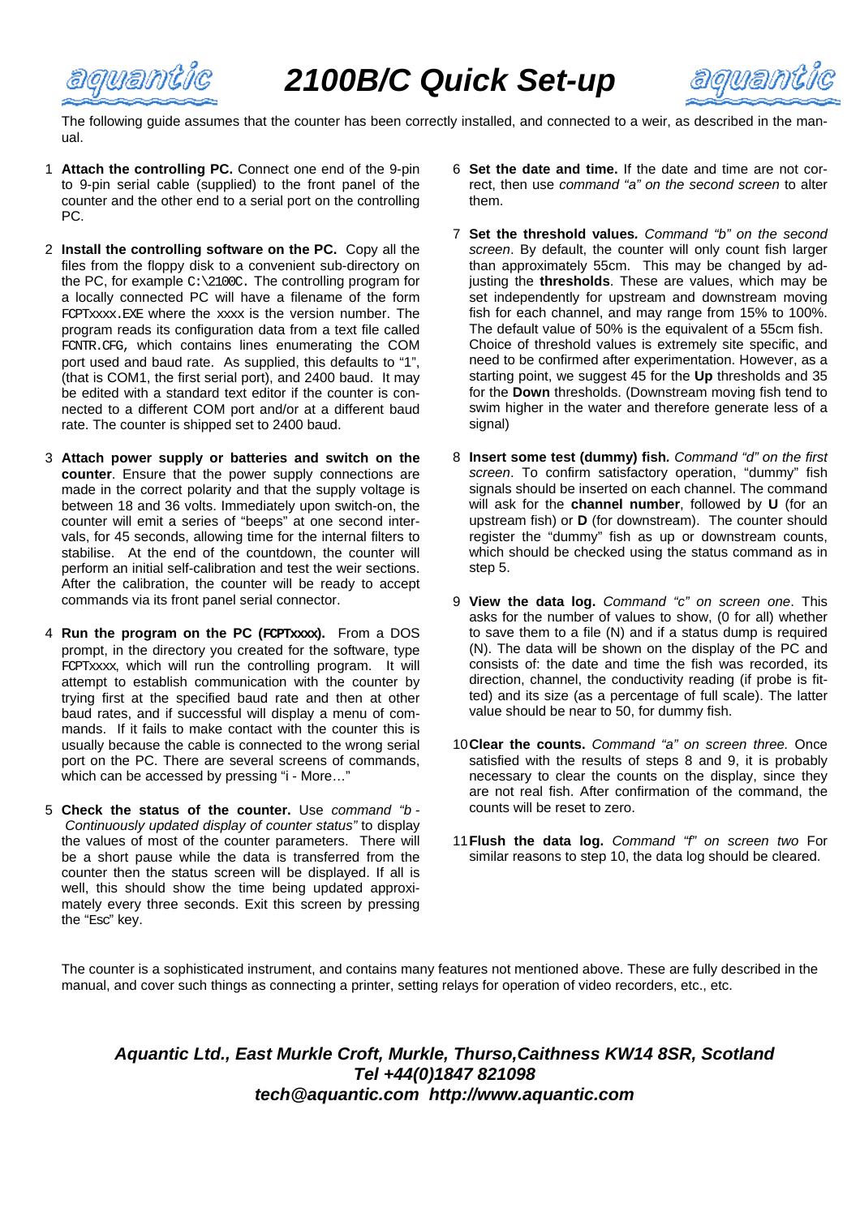# 2100B/C Quick Set-up

The following guide assumes that the counter has been correctly installed, and connected to a weir, as described in the manual.

1. **Attach the controlling PC.** Connect one end of the 9-pin to 9-pin serial cable (supplied) to the front panel of the counter and the other end to a serial port on the controlling PC.

2. **Install the controlling software on the PC.** Copy all the files from the floppy disk to a convenient sub-directory on the PC, for example `C:\2100C`. The controlling program for a locally connected PC will have a filename of the form `FCPTxxxx.EXE` where the xxxx is the version number. The program reads its configuration data from a text file called `FCNTR.CFG`, which contains lines enumerating the COM port used and baud rate. As supplied, this defaults to "1", (that is COM1, the first serial port), and 2400 baud. It may be edited with a standard text editor if the counter is connected to a different COM port and/or at a different baud rate. The counter is shipped set to 2400 baud.

3. **Attach power supply or batteries and switch on the counter**. Ensure that the power supply connections are made in the correct polarity and that the supply voltage is between 18 and 36 volts. Immediately upon switch-on, the counter will emit a series of "beeps" at one second intervals, for 45 seconds, allowing time for the internal filters to stabilise. At the end of the countdown, the counter will perform an initial self-calibration and test the weir sections. After the calibration, the counter will be ready to accept commands via its front panel serial connector.

4. **Run the program on the PC (FCPTxxxx).** From a DOS prompt, in the directory you created for the software, type FCPTxxxx, which will run the controlling program. It will attempt to establish communication with the counter by trying first at the specified baud rate and then at other baud rates, and if successful will display a menu of commands. If it fails to make contact with the counter this is usually because the cable is connected to the wrong serial port on the PC. There are several screens of commands, which can be accessed by pressing "i - More…"

5. **Check the status of the counter.** Use *command "b - Continuously updated display of counter status"* to display the values of most of the counter parameters. There will be a short pause while the data is transferred from the counter then the status screen will be displayed. If all is well, this should show the time being updated approximately every three seconds. Exit this screen by pressing the "Esc" key.

6. **Set the date and time.** If the date and time are not correct, then use *command "a" on the second screen* to alter them.

7. **Set the threshold values.** *Command "b" on the second screen*. By default, the counter will only count fish larger than approximately 55cm. This may be changed by adjusting the **thresholds**. These are values, which may be set independently for upstream and downstream moving fish for each channel, and may range from 15% to 100%. The default value of 50% is the equivalent of a 55cm fish. Choice of threshold values is extremely site specific, and need to be confirmed after experimentation. However, as a starting point, we suggest 45 for the **Up** thresholds and 35 for the **Down** thresholds. (Downstream moving fish tend to swim higher in the water and therefore generate less of a signal)

8. **Insert some test (dummy) fish.** *Command "d" on the first screen*. To confirm satisfactory operation, "dummy" fish signals should be inserted on each channel. The command will ask for the **channel number**, followed by **U** (for an upstream fish) or **D** (for downstream). The counter should register the "dummy" fish as up or downstream counts, which should be checked using the status command as in step 5.

9. **View the data log.** *Command "c" on screen one*. This asks for the number of values to show, (0 for all) whether to save them to a file (N) and if a status dump is required (N). The data will be shown on the display of the PC and consists of: the date and time the fish was recorded, its direction, channel, the conductivity reading (if probe is fitted) and its size (as a percentage of full scale). The latter value should be near to 50, for dummy fish.

10. **Clear the counts.** *Command "a" on screen three.* Once satisfied with the results of steps 8 and 9, it is probably necessary to clear the counts on the display, since they are not real fish. After confirmation of the command, the counts will be reset to zero.

11. **Flush the data log.** *Command "f" on screen two* For similar reasons to step 10, the data log should be cleared.

The counter is a sophisticated instrument, and contains many features not mentioned above. These are fully described in the manual, and cover such things as connecting a printer, setting relays for operation of video recorders, etc., etc.

***Aquantic Ltd., East Murkle Croft, Murkle, Thurso,Caithness KW14 8SR, Scotland***
***Tel +44(0)1847 821098***
***tech@aquantic.com  http://www.aquantic.com***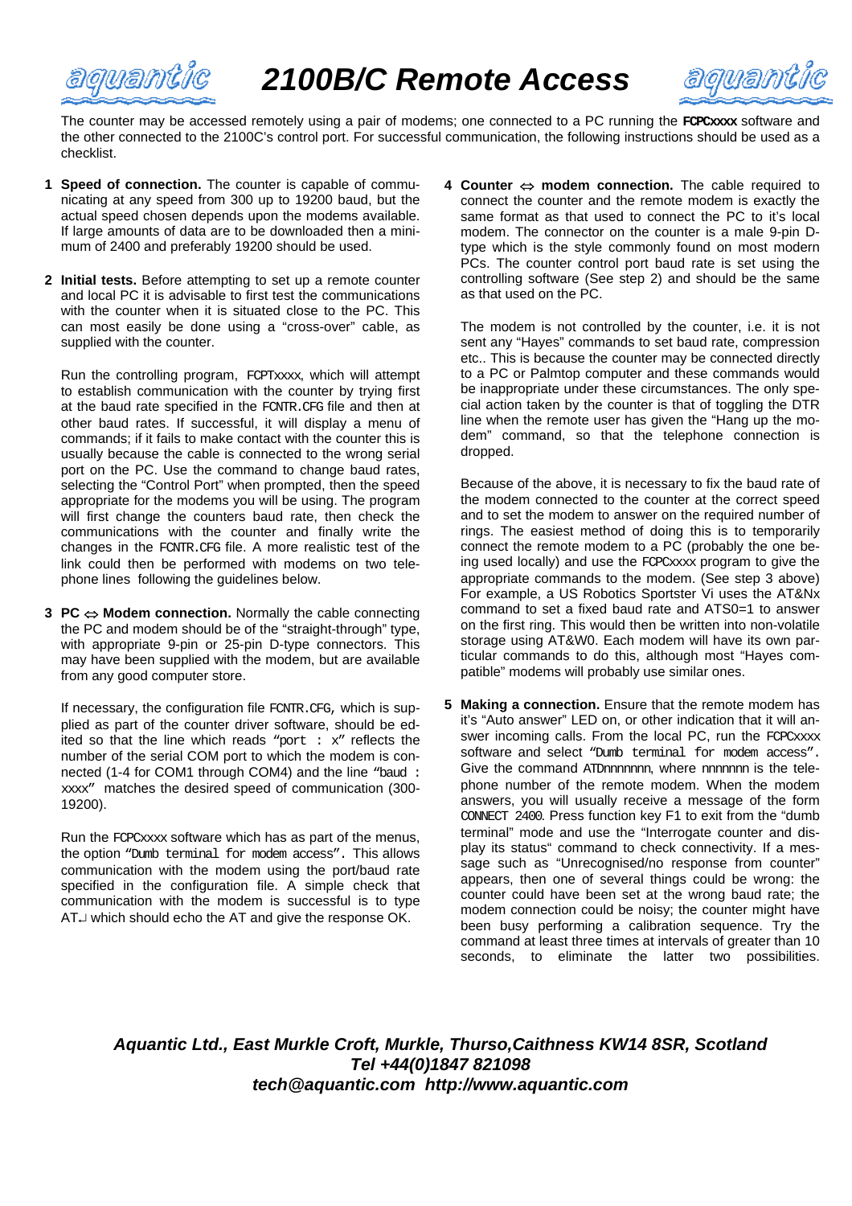# 2100B/C Remote Access

The counter may be accessed remotely using a pair of modems; one connected to a PC running the **FCPCxxxx** software and the other connected to the 2100C's control port. For successful communication, the following instructions should be used as a checklist.

**1 Speed of connection.** The counter is capable of communicating at any speed from 300 up to 19200 baud, but the actual speed chosen depends upon the modems available. If large amounts of data are to be downloaded then a minimum of 2400 and preferably 19200 should be used.

**2 Initial tests.** Before attempting to set up a remote counter and local PC it is advisable to first test the communications with the counter when it is situated close to the PC. This can most easily be done using a "cross-over" cable, as supplied with the counter.

Run the controlling program, FCPTxxxx, which will attempt to establish communication with the counter by trying first at the baud rate specified in the FCNTR.CFG file and then at other baud rates. If successful, it will display a menu of commands; if it fails to make contact with the counter this is usually because the cable is connected to the wrong serial port on the PC. Use the command to change baud rates, selecting the "Control Port" when prompted, then the speed appropriate for the modems you will be using. The program will first change the counters baud rate, then check the communications with the counter and finally write the changes in the FCNTR.CFG file. A more realistic test of the link could then be performed with modems on two telephone lines following the guidelines below.

**3 PC ⇔ Modem connection.** Normally the cable connecting the PC and modem should be of the "straight-through" type, with appropriate 9-pin or 25-pin D-type connectors. This may have been supplied with the modem, but are available from any good computer store.

If necessary, the configuration file FCNTR.CFG, which is supplied as part of the counter driver software, should be edited so that the line which reads "port : x" reflects the number of the serial COM port to which the modem is connected (1-4 for COM1 through COM4) and the line "baud : xxxx" matches the desired speed of communication (300-19200).

Run the FCPCxxxx software which has as part of the menus, the option "Dumb terminal for modem access". This allows communication with the modem using the port/baud rate specified in the configuration file. A simple check that communication with the modem is successful is to type AT↵ which should echo the AT and give the response OK.

**4 Counter ⇔ modem connection.** The cable required to connect the counter and the remote modem is exactly the same format as that used to connect the PC to it's local modem. The connector on the counter is a male 9-pin D-type which is the style commonly found on most modern PCs. The counter control port baud rate is set using the controlling software (See step 2) and should be the same as that used on the PC.

The modem is not controlled by the counter, i.e. it is not sent any "Hayes" commands to set baud rate, compression etc.. This is because the counter may be connected directly to a PC or Palmtop computer and these commands would be inappropriate under these circumstances. The only special action taken by the counter is that of toggling the DTR line when the remote user has given the "Hang up the modem" command, so that the telephone connection is dropped.

Because of the above, it is necessary to fix the baud rate of the modem connected to the counter at the correct speed and to set the modem to answer on the required number of rings. The easiest method of doing this is to temporarily connect the remote modem to a PC (probably the one being used locally) and use the FCPCxxxx program to give the appropriate commands to the modem. (See step 3 above) For example, a US Robotics Sportster Vi uses the AT&Nx command to set a fixed baud rate and ATS0=1 to answer on the first ring. This would then be written into non-volatile storage using AT&W0. Each modem will have its own particular commands to do this, although most "Hayes compatible" modems will probably use similar ones.

**5 Making a connection.** Ensure that the remote modem has it's "Auto answer" LED on, or other indication that it will answer incoming calls. From the local PC, run the FCPCxxxx software and select "Dumb terminal for modem access". Give the command ATDnnnnnnn, where nnnnnnn is the telephone number of the remote modem. When the modem answers, you will usually receive a message of the form CONNECT 2400. Press function key F1 to exit from the "dumb terminal" mode and use the "Interrogate counter and display its status" command to check connectivity. If a message such as "Unrecognised/no response from counter" appears, then one of several things could be wrong: the counter could have been set at the wrong baud rate; the modem connection could be noisy; the counter might have been busy performing a calibration sequence. Try the command at least three times at intervals of greater than 10 seconds, to eliminate the latter two possibilities.

***Aquantic Ltd., East Murkle Croft, Murkle, Thurso,Caithness KW14 8SR, Scotland***
***Tel +44(0)1847 821098***
***tech@aquantic.com http://www.aquantic.com***